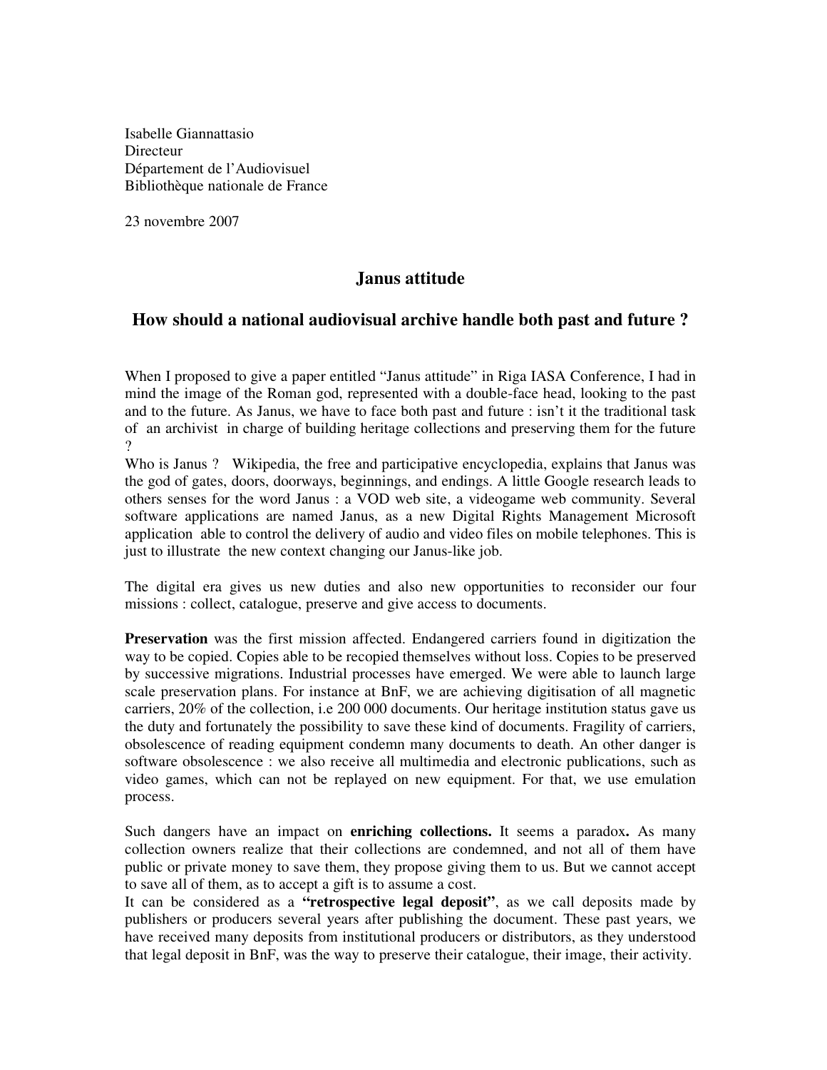Isabelle Giannattasio
Directeur
Département de l'Audiovisuel
Bibliothèque nationale de France

23 novembre 2007

## Janus attitude

## How should a national audiovisual archive handle both past and future ?

When I proposed to give a paper entitled "Janus attitude" in Riga IASA Conference, I had in mind the image of the Roman god, represented with a double-face head, looking to the past and to the future. As Janus, we have to face both past and future : isn't it the traditional task of an archivist in charge of building heritage collections and preserving them for the future ?

Who is Janus ? Wikipedia, the free and participative encyclopedia, explains that Janus was the god of gates, doors, doorways, beginnings, and endings. A little Google research leads to others senses for the word Janus : a VOD web site, a videogame web community. Several software applications are named Janus, as a new Digital Rights Management Microsoft application able to control the delivery of audio and video files on mobile telephones. This is just to illustrate the new context changing our Janus-like job.

The digital era gives us new duties and also new opportunities to reconsider our four missions : collect, catalogue, preserve and give access to documents.

**Preservation** was the first mission affected. Endangered carriers found in digitization the way to be copied. Copies able to be recopied themselves without loss. Copies to be preserved by successive migrations. Industrial processes have emerged. We were able to launch large scale preservation plans. For instance at BnF, we are achieving digitisation of all magnetic carriers, 20% of the collection, i.e 200 000 documents. Our heritage institution status gave us the duty and fortunately the possibility to save these kind of documents. Fragility of carriers, obsolescence of reading equipment condemn many documents to death. An other danger is software obsolescence : we also receive all multimedia and electronic publications, such as video games, which can not be replayed on new equipment. For that, we use emulation process.

Such dangers have an impact on **enriching collections.** It seems a paradox**.** As many collection owners realize that their collections are condemned, and not all of them have public or private money to save them, they propose giving them to us. But we cannot accept to save all of them, as to accept a gift is to assume a cost.

It can be considered as a **"retrospective legal deposit"**, as we call deposits made by publishers or producers several years after publishing the document. These past years, we have received many deposits from institutional producers or distributors, as they understood that legal deposit in BnF, was the way to preserve their catalogue, their image, their activity.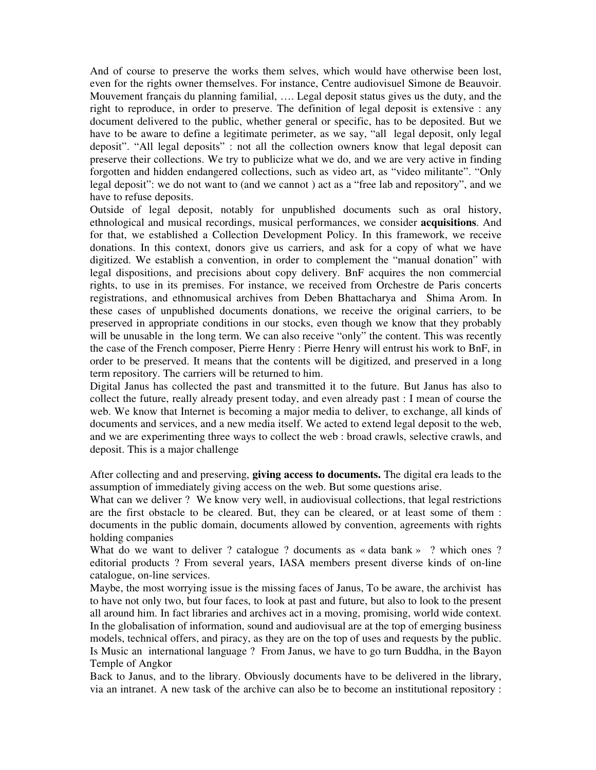And of course to preserve the works them selves, which would have otherwise been lost, even for the rights owner themselves. For instance, Centre audiovisuel Simone de Beauvoir. Mouvement français du planning familial, …. Legal deposit status gives us the duty, and the right to reproduce, in order to preserve. The definition of legal deposit is extensive : any document delivered to the public, whether general or specific, has to be deposited. But we have to be aware to define a legitimate perimeter, as we say, "all legal deposit, only legal deposit". "All legal deposits" : not all the collection owners know that legal deposit can preserve their collections. We try to publicize what we do, and we are very active in finding forgotten and hidden endangered collections, such as video art, as "video militante". "Only legal deposit": we do not want to (and we cannot ) act as a "free lab and repository", and we have to refuse deposits.

Outside of legal deposit, notably for unpublished documents such as oral history, ethnological and musical recordings, musical performances, we consider **acquisitions**. And for that, we established a Collection Development Policy. In this framework, we receive donations. In this context, donors give us carriers, and ask for a copy of what we have digitized. We establish a convention, in order to complement the "manual donation" with legal dispositions, and precisions about copy delivery. BnF acquires the non commercial rights, to use in its premises. For instance, we received from Orchestre de Paris concerts registrations, and ethnomusical archives from Deben Bhattacharya and Shima Arom. In these cases of unpublished documents donations, we receive the original carriers, to be preserved in appropriate conditions in our stocks, even though we know that they probably will be unusable in the long term. We can also receive "only" the content. This was recently the case of the French composer, Pierre Henry : Pierre Henry will entrust his work to BnF, in order to be preserved. It means that the contents will be digitized, and preserved in a long term repository. The carriers will be returned to him.

Digital Janus has collected the past and transmitted it to the future. But Janus has also to collect the future, really already present today, and even already past : I mean of course the web. We know that Internet is becoming a major media to deliver, to exchange, all kinds of documents and services, and a new media itself. We acted to extend legal deposit to the web, and we are experimenting three ways to collect the web : broad crawls, selective crawls, and deposit. This is a major challenge

After collecting and and preserving, **giving access to documents.** The digital era leads to the assumption of immediately giving access on the web. But some questions arise.

What can we deliver ? We know very well, in audiovisual collections, that legal restrictions are the first obstacle to be cleared. But, they can be cleared, or at least some of them : documents in the public domain, documents allowed by convention, agreements with rights holding companies

What do we want to deliver ? catalogue ? documents as « data bank » ? which ones ? editorial products ? From several years, IASA members present diverse kinds of on-line catalogue, on-line services.

Maybe, the most worrying issue is the missing faces of Janus, To be aware, the archivist has to have not only two, but four faces, to look at past and future, but also to look to the present all around him. In fact libraries and archives act in a moving, promising, world wide context. In the globalisation of information, sound and audiovisual are at the top of emerging business models, technical offers, and piracy, as they are on the top of uses and requests by the public. Is Music an international language ? From Janus, we have to go turn Buddha, in the Bayon Temple of Angkor

Back to Janus, and to the library. Obviously documents have to be delivered in the library, via an intranet. A new task of the archive can also be to become an institutional repository :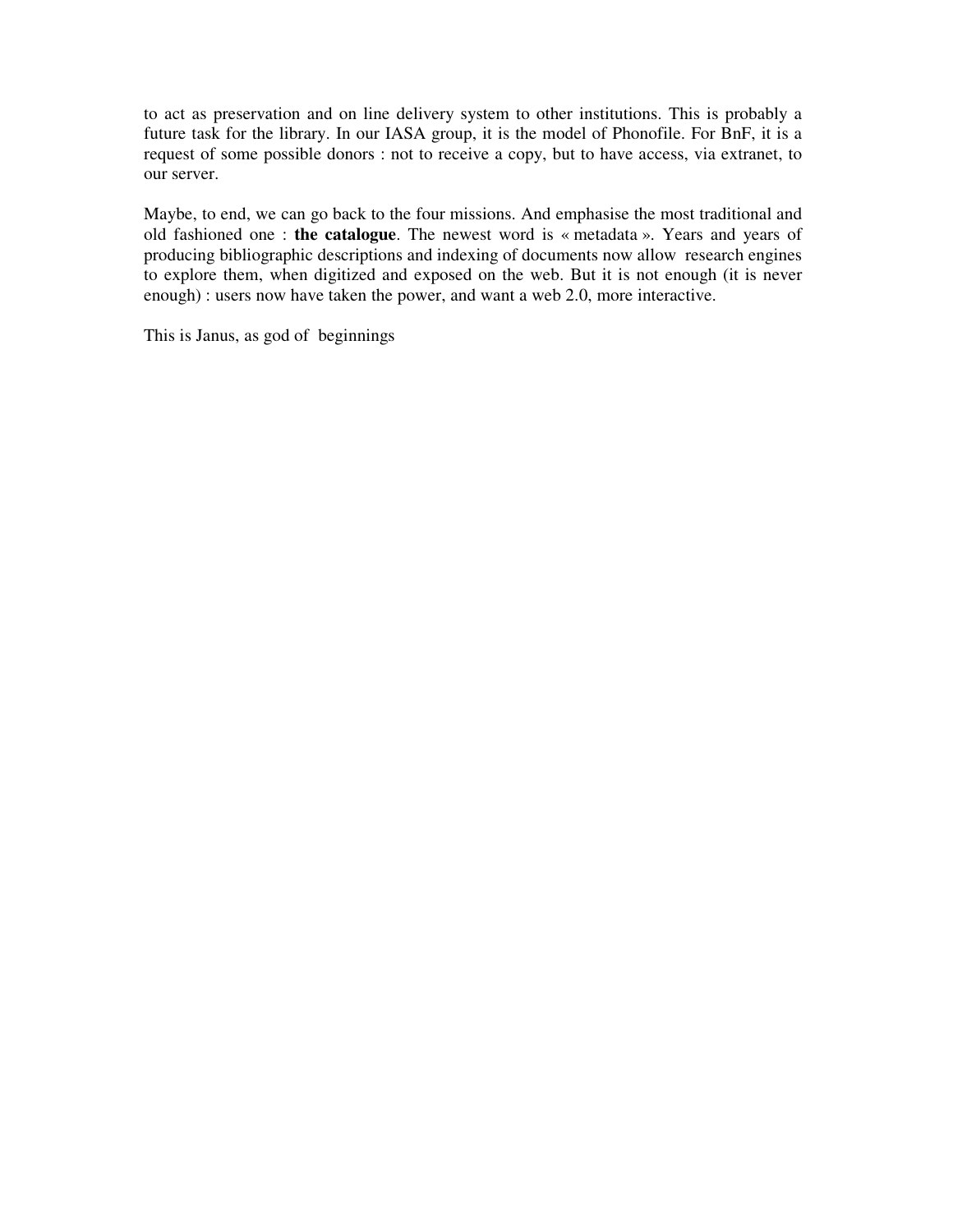to act as preservation and on line delivery system to other institutions. This is probably a future task for the library. In our IASA group, it is the model of Phonofile. For BnF, it is a request of some possible donors : not to receive a copy, but to have access, via extranet, to our server.

Maybe, to end, we can go back to the four missions. And emphasise the most traditional and old fashioned one : **the catalogue**. The newest word is « metadata ». Years and years of producing bibliographic descriptions and indexing of documents now allow research engines to explore them, when digitized and exposed on the web. But it is not enough (it is never enough) : users now have taken the power, and want a web 2.0, more interactive.

This is Janus, as god of beginnings